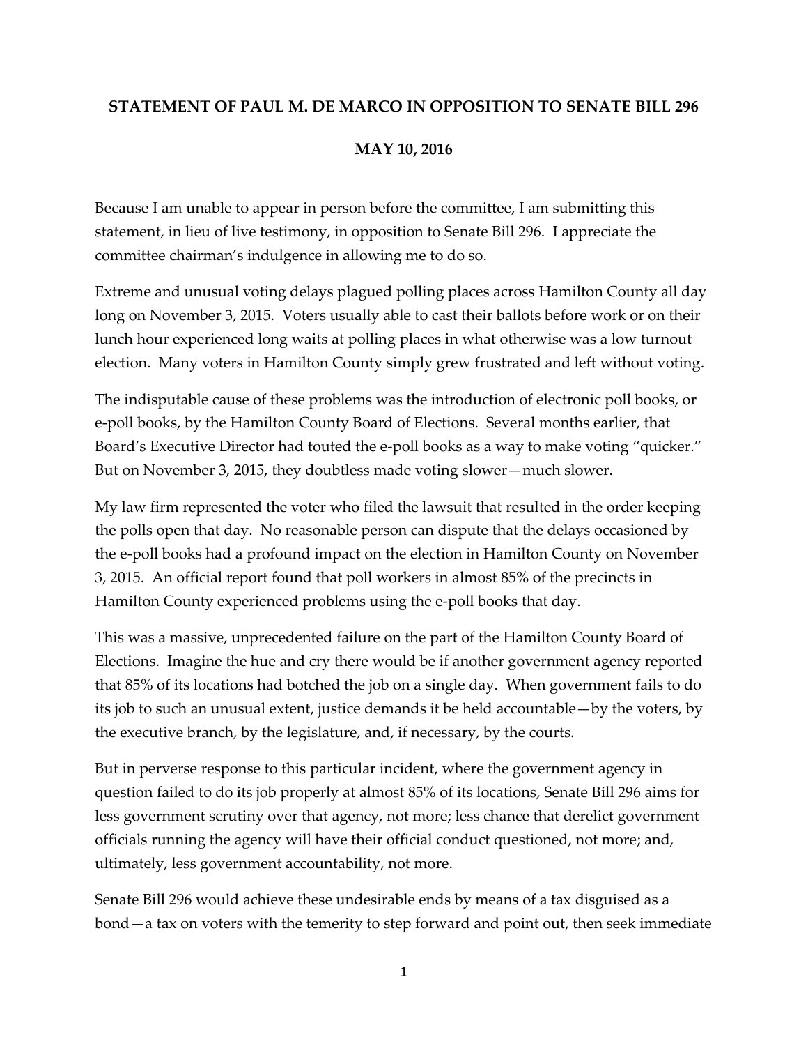**STATEMENT OF PAUL M. DE MARCO IN OPPOSITION TO SENATE BILL 296**

**MAY 10, 2016**

Because I am unable to appear in person before the committee, I am submitting this statement, in lieu of live testimony, in opposition to Senate Bill 296. I appreciate the committee chairman's indulgence in allowing me to do so.

Extreme and unusual voting delays plagued polling places across Hamilton County all day long on November 3, 2015. Voters usually able to cast their ballots before work or on their lunch hour experienced long waits at polling places in what otherwise was a low turnout election. Many voters in Hamilton County simply grew frustrated and left without voting.

The indisputable cause of these problems was the introduction of electronic poll books, or e-poll books, by the Hamilton County Board of Elections. Several months earlier, that Board's Executive Director had touted the e-poll books as a way to make voting "quicker." But on November 3, 2015, they doubtless made voting slower—much slower.

My law firm represented the voter who filed the lawsuit that resulted in the order keeping the polls open that day. No reasonable person can dispute that the delays occasioned by the e-poll books had a profound impact on the election in Hamilton County on November 3, 2015. An official report found that poll workers in almost 85% of the precincts in Hamilton County experienced problems using the e-poll books that day.

This was a massive, unprecedented failure on the part of the Hamilton County Board of Elections. Imagine the hue and cry there would be if another government agency reported that 85% of its locations had botched the job on a single day. When government fails to do its job to such an unusual extent, justice demands it be held accountable—by the voters, by the executive branch, by the legislature, and, if necessary, by the courts.

But in perverse response to this particular incident, where the government agency in question failed to do its job properly at almost 85% of its locations, Senate Bill 296 aims for less government scrutiny over that agency, not more; less chance that derelict government officials running the agency will have their official conduct questioned, not more; and, ultimately, less government accountability, not more.

Senate Bill 296 would achieve these undesirable ends by means of a tax disguised as a bond—a tax on voters with the temerity to step forward and point out, then seek immediate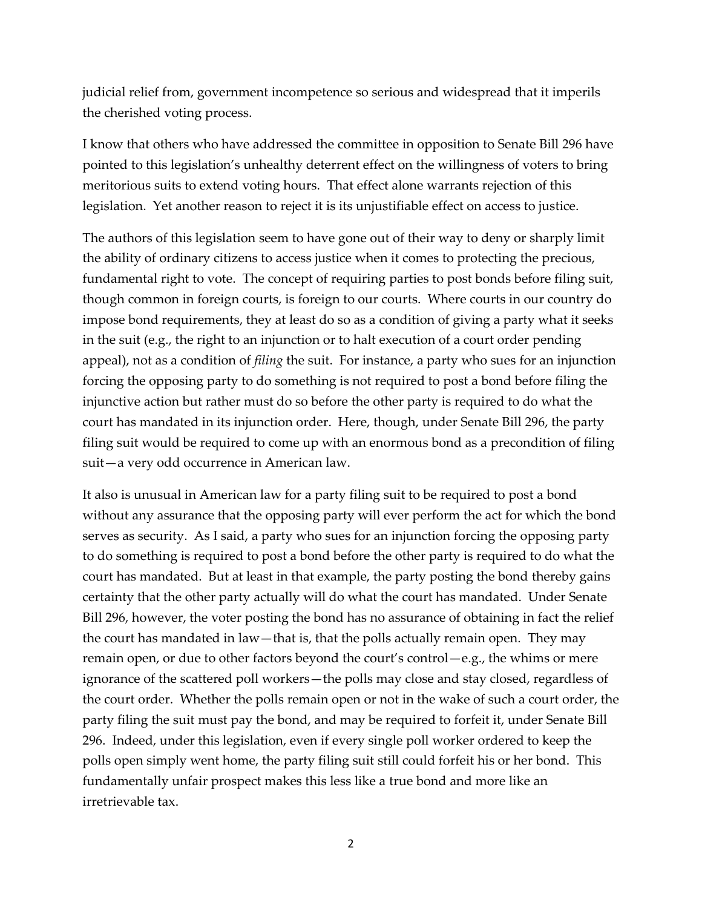judicial relief from, government incompetence so serious and widespread that it imperils the cherished voting process.

I know that others who have addressed the committee in opposition to Senate Bill 296 have pointed to this legislation's unhealthy deterrent effect on the willingness of voters to bring meritorious suits to extend voting hours. That effect alone warrants rejection of this legislation. Yet another reason to reject it is its unjustifiable effect on access to justice.

The authors of this legislation seem to have gone out of their way to deny or sharply limit the ability of ordinary citizens to access justice when it comes to protecting the precious, fundamental right to vote. The concept of requiring parties to post bonds before filing suit, though common in foreign courts, is foreign to our courts. Where courts in our country do impose bond requirements, they at least do so as a condition of giving a party what it seeks in the suit (e.g., the right to an injunction or to halt execution of a court order pending appeal), not as a condition of *filing* the suit. For instance, a party who sues for an injunction forcing the opposing party to do something is not required to post a bond before filing the injunctive action but rather must do so before the other party is required to do what the court has mandated in its injunction order. Here, though, under Senate Bill 296, the party filing suit would be required to come up with an enormous bond as a precondition of filing suit—a very odd occurrence in American law.

It also is unusual in American law for a party filing suit to be required to post a bond without any assurance that the opposing party will ever perform the act for which the bond serves as security. As I said, a party who sues for an injunction forcing the opposing party to do something is required to post a bond before the other party is required to do what the court has mandated. But at least in that example, the party posting the bond thereby gains certainty that the other party actually will do what the court has mandated. Under Senate Bill 296, however, the voter posting the bond has no assurance of obtaining in fact the relief the court has mandated in law—that is, that the polls actually remain open. They may remain open, or due to other factors beyond the court's control—e.g., the whims or mere ignorance of the scattered poll workers—the polls may close and stay closed, regardless of the court order. Whether the polls remain open or not in the wake of such a court order, the party filing the suit must pay the bond, and may be required to forfeit it, under Senate Bill 296. Indeed, under this legislation, even if every single poll worker ordered to keep the polls open simply went home, the party filing suit still could forfeit his or her bond. This fundamentally unfair prospect makes this less like a true bond and more like an irretrievable tax.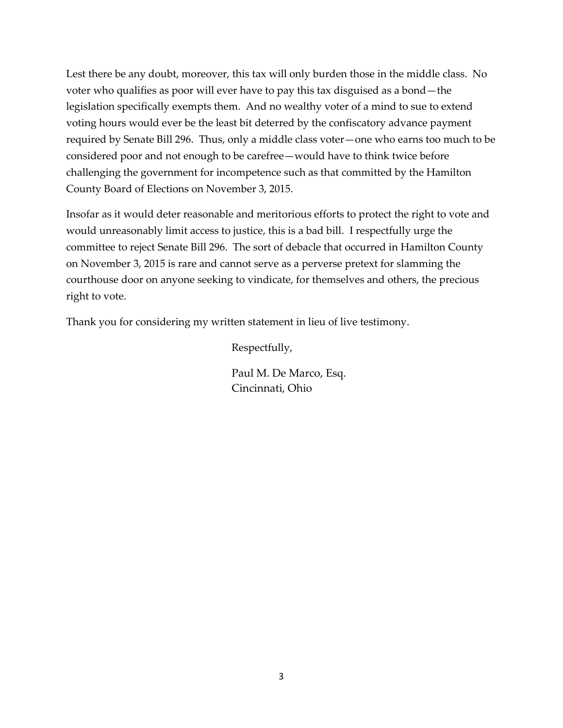Lest there be any doubt, moreover, this tax will only burden those in the middle class. No voter who qualifies as poor will ever have to pay this tax disguised as a bond—the legislation specifically exempts them. And no wealthy voter of a mind to sue to extend voting hours would ever be the least bit deterred by the confiscatory advance payment required by Senate Bill 296. Thus, only a middle class voter—one who earns too much to be considered poor and not enough to be carefree—would have to think twice before challenging the government for incompetence such as that committed by the Hamilton County Board of Elections on November 3, 2015.

Insofar as it would deter reasonable and meritorious efforts to protect the right to vote and would unreasonably limit access to justice, this is a bad bill. I respectfully urge the committee to reject Senate Bill 296. The sort of debacle that occurred in Hamilton County on November 3, 2015 is rare and cannot serve as a perverse pretext for slamming the courthouse door on anyone seeking to vindicate, for themselves and others, the precious right to vote.

Thank you for considering my written statement in lieu of live testimony.

Respectfully,

Paul M. De Marco, Esq.
Cincinnati, Ohio